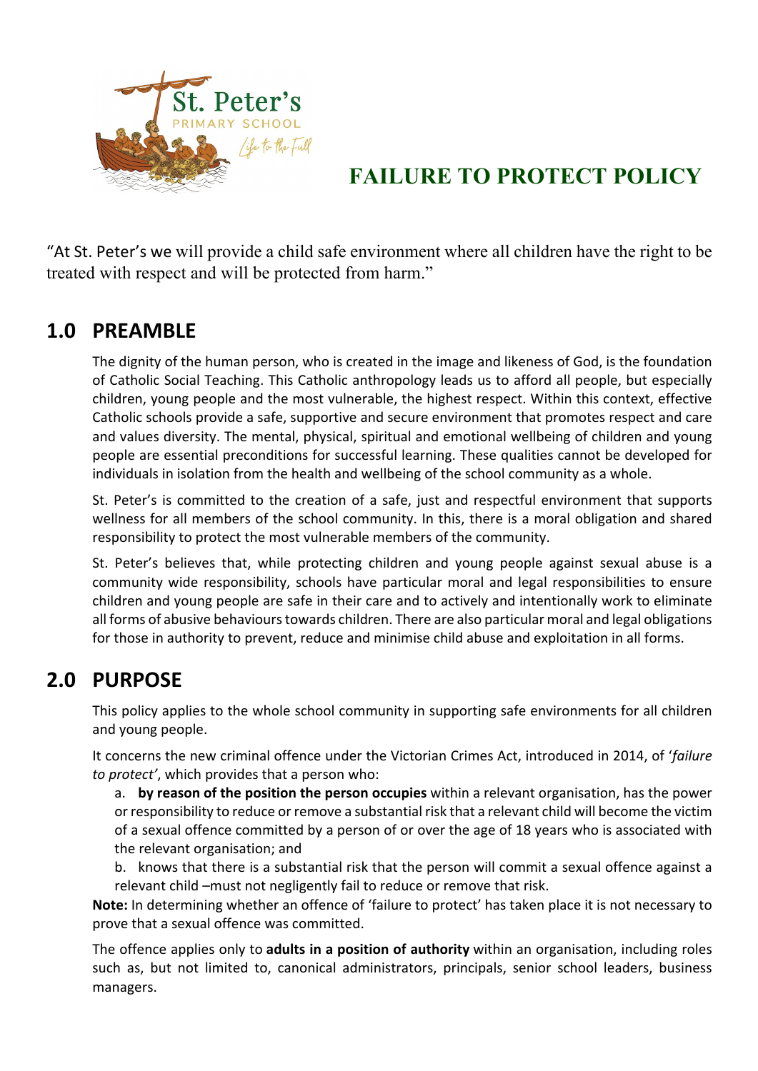# FAILURE TO PROTECT POLICY

"At St. Peter's we will provide a child safe environment where all children have the right to be treated with respect and will be protected from harm."

## 1.0 PREAMBLE

The dignity of the human person, who is created in the image and likeness of God, is the foundation of Catholic Social Teaching. This Catholic anthropology leads us to afford all people, but especially children, young people and the most vulnerable, the highest respect. Within this context, effective Catholic schools provide a safe, supportive and secure environment that promotes respect and care and values diversity. The mental, physical, spiritual and emotional wellbeing of children and young people are essential preconditions for successful learning. These qualities cannot be developed for individuals in isolation from the health and wellbeing of the school community as a whole.

St. Peter's is committed to the creation of a safe, just and respectful environment that supports wellness for all members of the school community. In this, there is a moral obligation and shared responsibility to protect the most vulnerable members of the community.

St. Peter's believes that, while protecting children and young people against sexual abuse is a community wide responsibility, schools have particular moral and legal responsibilities to ensure children and young people are safe in their care and to actively and intentionally work to eliminate all forms of abusive behaviours towards children. There are also particular moral and legal obligations for those in authority to prevent, reduce and minimise child abuse and exploitation in all forms.

## 2.0 PURPOSE

This policy applies to the whole school community in supporting safe environments for all children and young people.

It concerns the new criminal offence under the Victorian Crimes Act, introduced in 2014, of '*failure to protect'*, which provides that a person who:

a. **by reason of the position the person occupies** within a relevant organisation, has the power or responsibility to reduce or remove a substantial risk that a relevant child will become the victim of a sexual offence committed by a person of or over the age of 18 years who is associated with the relevant organisation; and

b. knows that there is a substantial risk that the person will commit a sexual offence against a relevant child –must not negligently fail to reduce or remove that risk.

**Note:** In determining whether an offence of 'failure to protect' has taken place it is not necessary to prove that a sexual offence was committed.

The offence applies only to **adults in a position of authority** within an organisation, including roles such as, but not limited to, canonical administrators, principals, senior school leaders, business managers.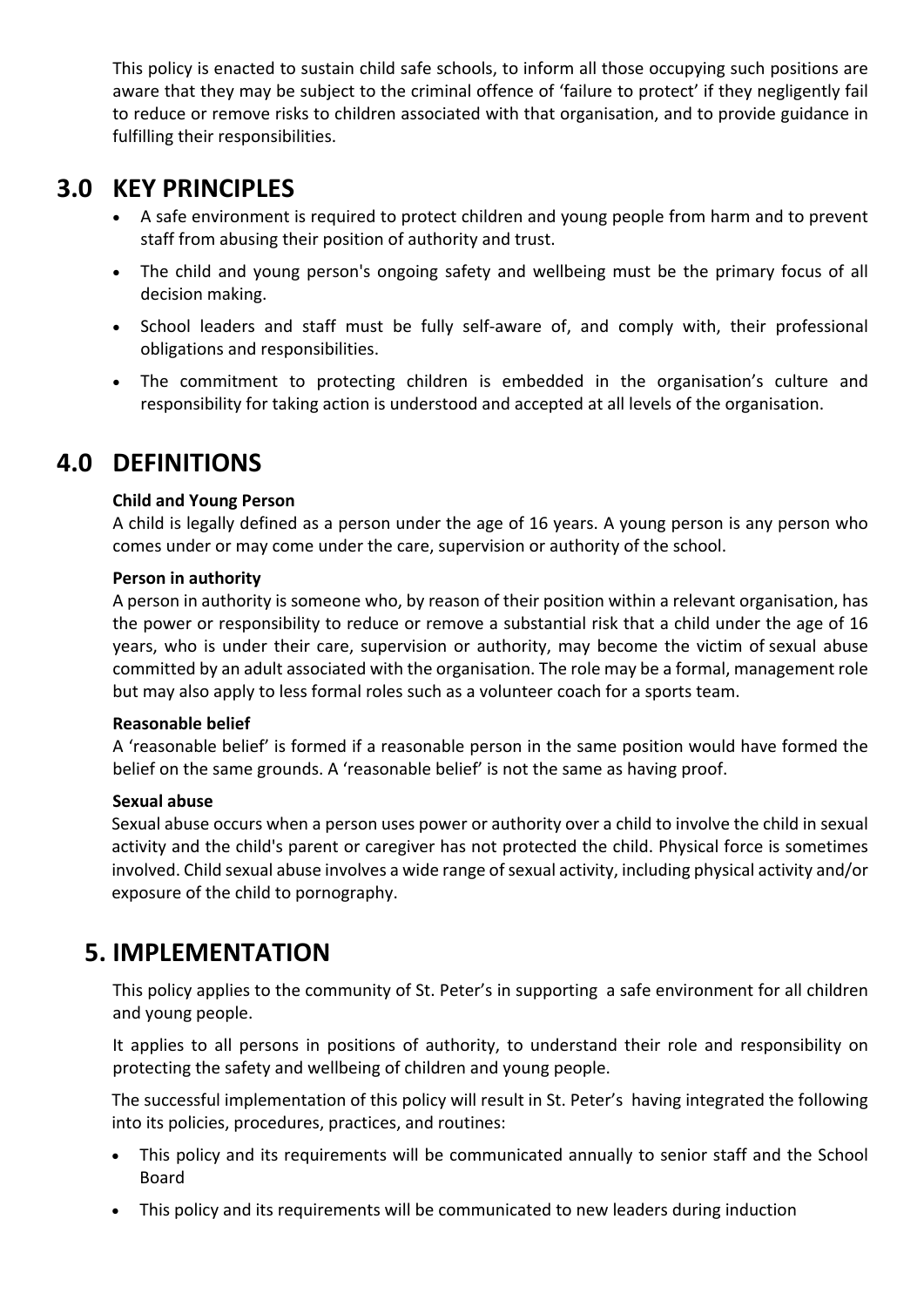This policy is enacted to sustain child safe schools, to inform all those occupying such positions are aware that they may be subject to the criminal offence of 'failure to protect' if they negligently fail to reduce or remove risks to children associated with that organisation, and to provide guidance in fulfilling their responsibilities.

## 3.0 KEY PRINCIPLES

- A safe environment is required to protect children and young people from harm and to prevent staff from abusing their position of authority and trust.
- The child and young person's ongoing safety and wellbeing must be the primary focus of all decision making.
- School leaders and staff must be fully self-aware of, and comply with, their professional obligations and responsibilities.
- The commitment to protecting children is embedded in the organisation's culture and responsibility for taking action is understood and accepted at all levels of the organisation.

## 4.0 DEFINITIONS

**Child and Young Person**
A child is legally defined as a person under the age of 16 years. A young person is any person who comes under or may come under the care, supervision or authority of the school.

**Person in authority**
A person in authority is someone who, by reason of their position within a relevant organisation, has the power or responsibility to reduce or remove a substantial risk that a child under the age of 16 years, who is under their care, supervision or authority, may become the victim of sexual abuse committed by an adult associated with the organisation. The role may be a formal, management role but may also apply to less formal roles such as a volunteer coach for a sports team.

**Reasonable belief**
A 'reasonable belief' is formed if a reasonable person in the same position would have formed the belief on the same grounds. A 'reasonable belief' is not the same as having proof.

**Sexual abuse**
Sexual abuse occurs when a person uses power or authority over a child to involve the child in sexual activity and the child's parent or caregiver has not protected the child. Physical force is sometimes involved. Child sexual abuse involves a wide range of sexual activity, including physical activity and/or exposure of the child to pornography.

## 5. IMPLEMENTATION

This policy applies to the community of St. Peter's in supporting a safe environment for all children and young people.

It applies to all persons in positions of authority, to understand their role and responsibility on protecting the safety and wellbeing of children and young people.

The successful implementation of this policy will result in St. Peter's having integrated the following into its policies, procedures, practices, and routines:

- This policy and its requirements will be communicated annually to senior staff and the School Board
- This policy and its requirements will be communicated to new leaders during induction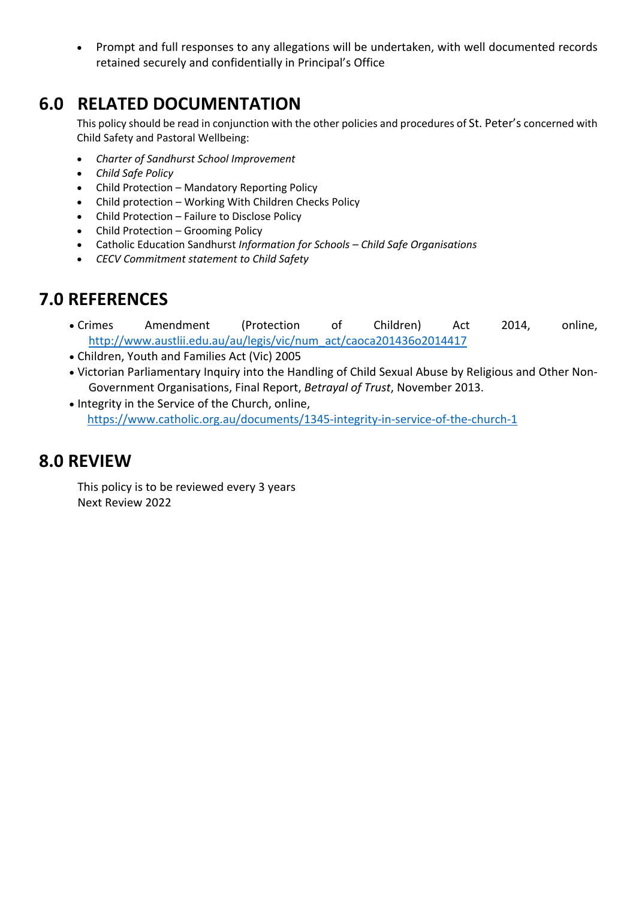- Prompt and full responses to any allegations will be undertaken, with well documented records retained securely and confidentially in Principal's Office

## 6.0 RELATED DOCUMENTATION

This policy should be read in conjunction with the other policies and procedures of St. Peter's concerned with Child Safety and Pastoral Wellbeing:

- *Charter of Sandhurst School Improvement*
- *Child Safe Policy*
- Child Protection – Mandatory Reporting Policy
- Child protection – Working With Children Checks Policy
- Child Protection – Failure to Disclose Policy
- Child Protection – Grooming Policy
- Catholic Education Sandhurst *Information for Schools – Child Safe Organisations*
- *CECV Commitment statement to Child Safety*

## 7.0 REFERENCES

- Crimes Amendment (Protection of Children) Act 2014, online, http://www.austlii.edu.au/au/legis/vic/num_act/caoca201436o2014417
- Children, Youth and Families Act (Vic) 2005
- Victorian Parliamentary Inquiry into the Handling of Child Sexual Abuse by Religious and Other Non-Government Organisations, Final Report, *Betrayal of Trust*, November 2013.
- Integrity in the Service of the Church, online, https://www.catholic.org.au/documents/1345-integrity-in-service-of-the-church-1

## 8.0 REVIEW

This policy is to be reviewed every 3 years
Next Review 2022